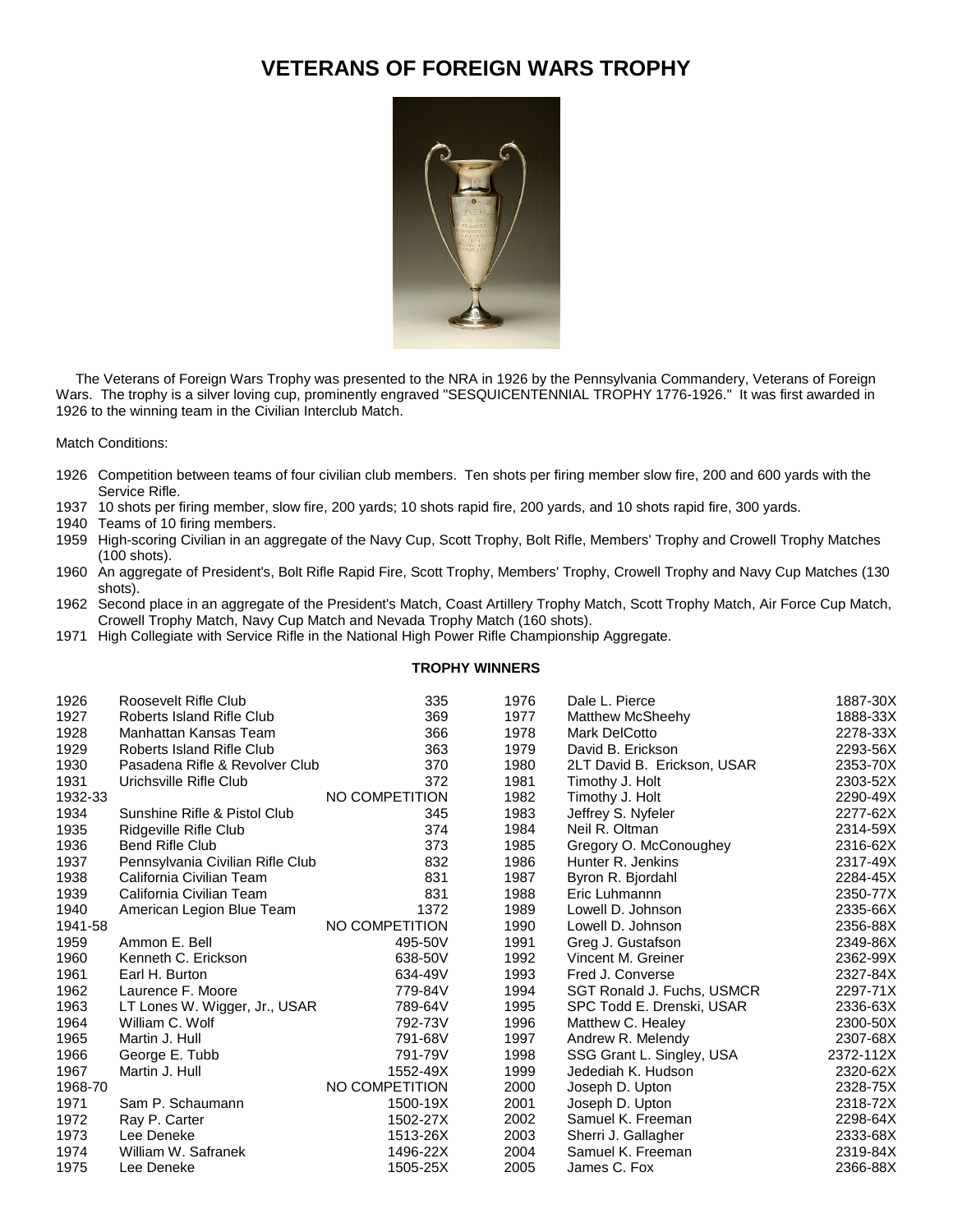# VETERANS OF FOREIGN WARS TROPHY

The Veterans of Foreign Wars Trophy was presented to the NRA in 1926 by the Pennsylvania Commandery, Veterans of Foreign Wars. The trophy is a silver loving cup, prominently engraved "SESQUICENTENNIAL TROPHY 1776-1926." It was first awarded in 1926 to the winning team in the Civilian Interclub Match.

Match Conditions:

1926 Competition between teams of four civilian club members. Ten shots per firing member slow fire, 200 and 600 yards with the Service Rifle.
1937 10 shots per firing member, slow fire, 200 yards; 10 shots rapid fire, 200 yards, and 10 shots rapid fire, 300 yards.
1940 Teams of 10 firing members.
1959 High-scoring Civilian in an aggregate of the Navy Cup, Scott Trophy, Bolt Rifle, Members' Trophy and Crowell Trophy Matches (100 shots).
1960 An aggregate of President's, Bolt Rifle Rapid Fire, Scott Trophy, Members' Trophy, Crowell Trophy and Navy Cup Matches (130 shots).
1962 Second place in an aggregate of the President's Match, Coast Artillery Trophy Match, Scott Trophy Match, Air Force Cup Match, Crowell Trophy Match, Navy Cup Match and Nevada Trophy Match (160 shots).
1971 High Collegiate with Service Rifle in the National High Power Rifle Championship Aggregate.

**TROPHY WINNERS**

| Year | Winner | Score |
|---|---|---|
| 1926 | Roosevelt Rifle Club | 335 |
| 1927 | Roberts Island Rifle Club | 369 |
| 1928 | Manhattan Kansas Team | 366 |
| 1929 | Roberts Island Rifle Club | 363 |
| 1930 | Pasadena Rifle & Revolver Club | 370 |
| 1931 | Urichsville Rifle Club | 372 |
| 1932-33 | | NO COMPETITION |
| 1934 | Sunshine Rifle & Pistol Club | 345 |
| 1935 | Ridgeville Rifle Club | 374 |
| 1936 | Bend Rifle Club | 373 |
| 1937 | Pennsylvania Civilian Rifle Club | 832 |
| 1938 | California Civilian Team | 831 |
| 1939 | California Civilian Team | 831 |
| 1940 | American Legion Blue Team | 1372 |
| 1941-58 | | NO COMPETITION |
| 1959 | Ammon E. Bell | 495-50V |
| 1960 | Kenneth C. Erickson | 638-50V |
| 1961 | Earl H. Burton | 634-49V |
| 1962 | Laurence F. Moore | 779-84V |
| 1963 | LT Lones W. Wigger, Jr., USAR | 789-64V |
| 1964 | William C. Wolf | 792-73V |
| 1965 | Martin J. Hull | 791-68V |
| 1966 | George E. Tubb | 791-79V |
| 1967 | Martin J. Hull | 1552-49X |
| 1968-70 | | NO COMPETITION |
| 1971 | Sam P. Schaumann | 1500-19X |
| 1972 | Ray P. Carter | 1502-27X |
| 1973 | Lee Deneke | 1513-26X |
| 1974 | William W. Safranek | 1496-22X |
| 1975 | Lee Deneke | 1505-25X |
| 1976 | Dale L. Pierce | 1887-30X |
| 1977 | Matthew McSheehy | 1888-33X |
| 1978 | Mark DelCotto | 2278-33X |
| 1979 | David B. Erickson | 2293-56X |
| 1980 | 2LT David B. Erickson, USAR | 2353-70X |
| 1981 | Timothy J. Holt | 2303-52X |
| 1982 | Timothy J. Holt | 2290-49X |
| 1983 | Jeffrey S. Nyfeler | 2277-62X |
| 1984 | Neil R. Oltman | 2314-59X |
| 1985 | Gregory O. McConoughey | 2316-62X |
| 1986 | Hunter R. Jenkins | 2317-49X |
| 1987 | Byron R. Bjordahl | 2284-45X |
| 1988 | Eric Luhmannn | 2350-77X |
| 1989 | Lowell D. Johnson | 2335-66X |
| 1990 | Lowell D. Johnson | 2356-88X |
| 1991 | Greg J. Gustafson | 2349-86X |
| 1992 | Vincent M. Greiner | 2362-99X |
| 1993 | Fred J. Converse | 2327-84X |
| 1994 | SGT Ronald J. Fuchs, USMCR | 2297-71X |
| 1995 | SPC Todd E. Drenski, USAR | 2336-63X |
| 1996 | Matthew C. Healey | 2300-50X |
| 1997 | Andrew R. Melendy | 2307-68X |
| 1998 | SSG Grant L. Singley, USA | 2372-112X |
| 1999 | Jedediah K. Hudson | 2320-62X |
| 2000 | Joseph D. Upton | 2328-75X |
| 2001 | Joseph D. Upton | 2318-72X |
| 2002 | Samuel K. Freeman | 2298-64X |
| 2003 | Sherri J. Gallagher | 2333-68X |
| 2004 | Samuel K. Freeman | 2319-84X |
| 2005 | James C. Fox | 2366-88X |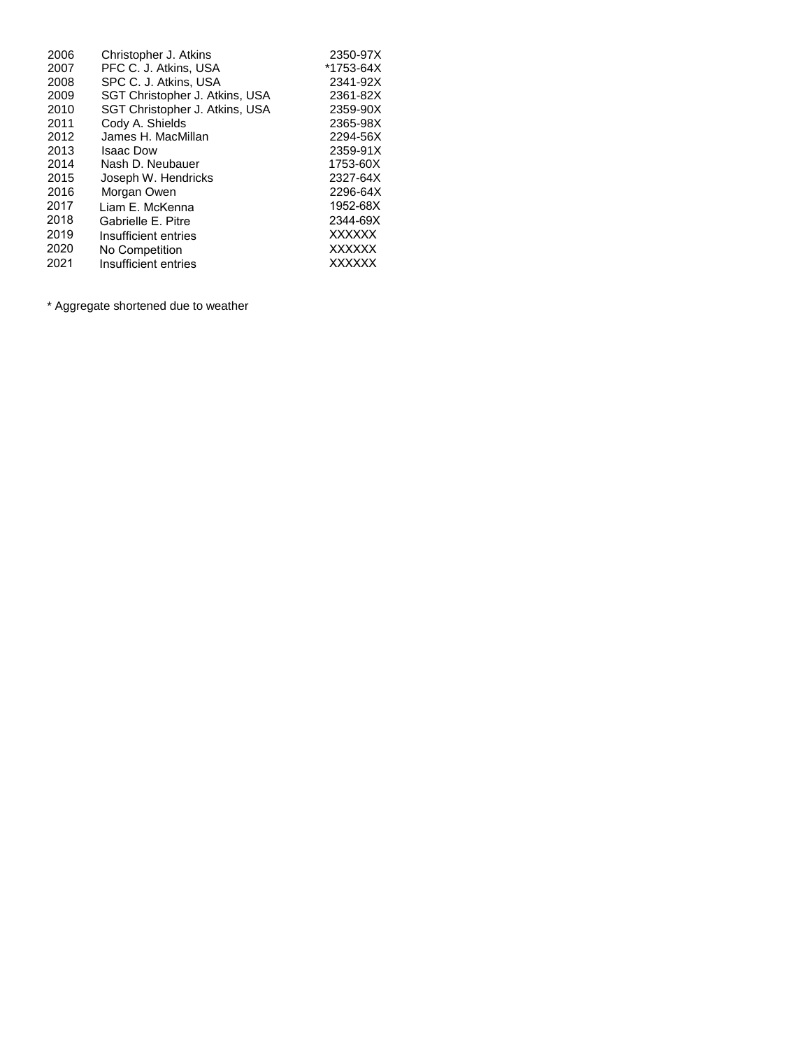| | | |
|---|---|---|
| 2006 | Christopher J. Atkins | 2350-97X |
| 2007 | PFC C. J. Atkins, USA | *1753-64X |
| 2008 | SPC C. J. Atkins, USA | 2341-92X |
| 2009 | SGT Christopher J. Atkins, USA | 2361-82X |
| 2010 | SGT Christopher J. Atkins, USA | 2359-90X |
| 2011 | Cody A. Shields | 2365-98X |
| 2012 | James H. MacMillan | 2294-56X |
| 2013 | Isaac Dow | 2359-91X |
| 2014 | Nash D. Neubauer | 1753-60X |
| 2015 | Joseph W. Hendricks | 2327-64X |
| 2016 | Morgan Owen | 2296-64X |
| 2017 | Liam E. McKenna | 1952-68X |
| 2018 | Gabrielle E. Pitre | 2344-69X |
| 2019 | Insufficient entries | XXXXXX |
| 2020 | No Competition | XXXXXX |
| 2021 | Insufficient entries | XXXXXX |

* Aggregate shortened due to weather